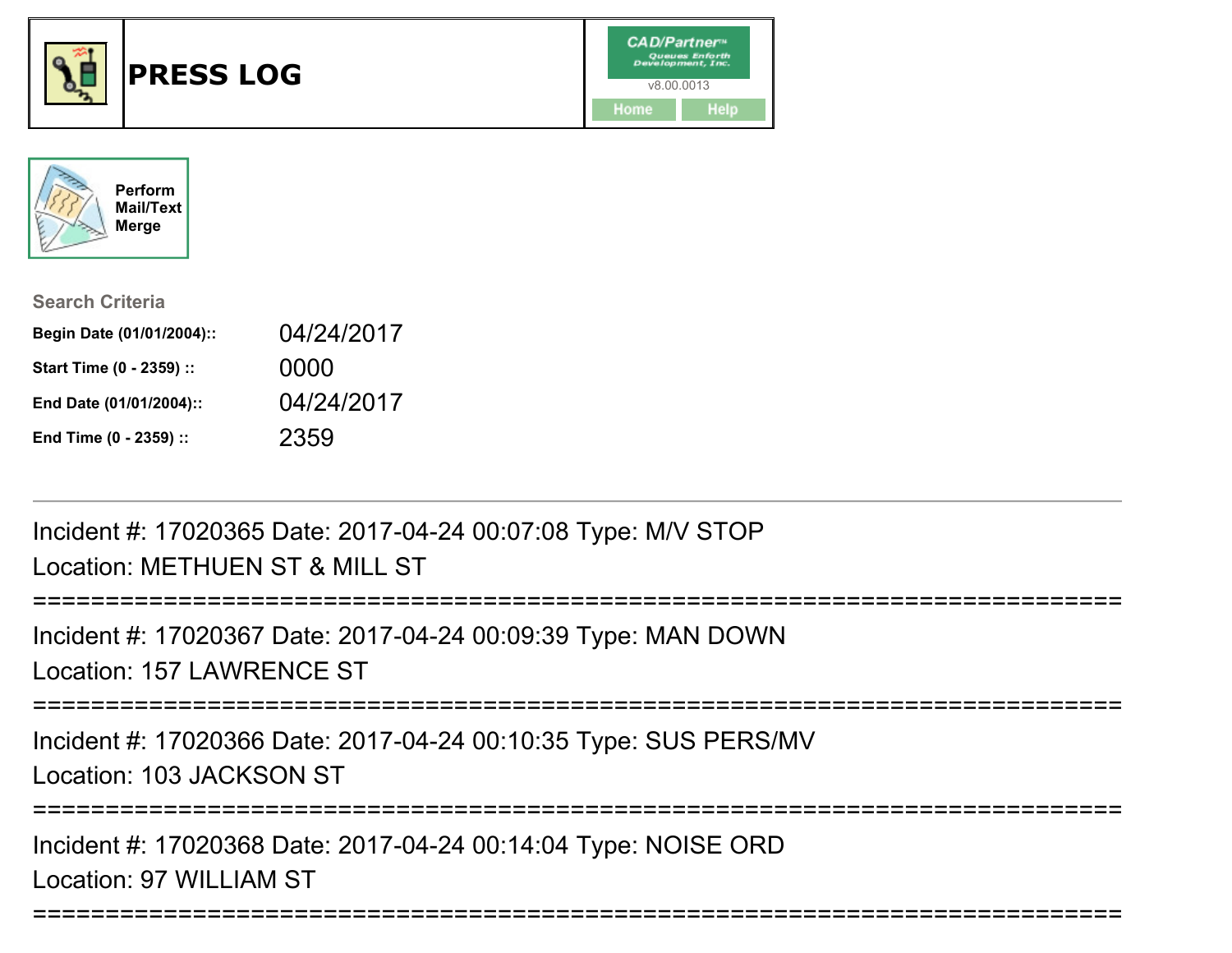# PRESS LOG

CAD/Partner™
Queues Enforth Development, Inc.
v8.00.0013

Home Help

Perform Mail/Text Merge

**Search Criteria**

| | |
|---|---|
| **Begin Date (01/01/2004)::** | 04/24/2017 |
| **Start Time (0 - 2359) ::** | 0000 |
| **End Date (01/01/2004)::** | 04/24/2017 |
| **End Time (0 - 2359) ::** | 2359 |

---

Incident #: 17020365 Date: 2017-04-24 00:07:08 Type: M/V STOP
Location: METHUEN ST & MILL ST

===========================================================================

Incident #: 17020367 Date: 2017-04-24 00:09:39 Type: MAN DOWN
Location: 157 LAWRENCE ST

===========================================================================

Incident #: 17020366 Date: 2017-04-24 00:10:35 Type: SUS PERS/MV
Location: 103 JACKSON ST

===========================================================================

Incident #: 17020368 Date: 2017-04-24 00:14:04 Type: NOISE ORD
Location: 97 WILLIAM ST

===========================================================================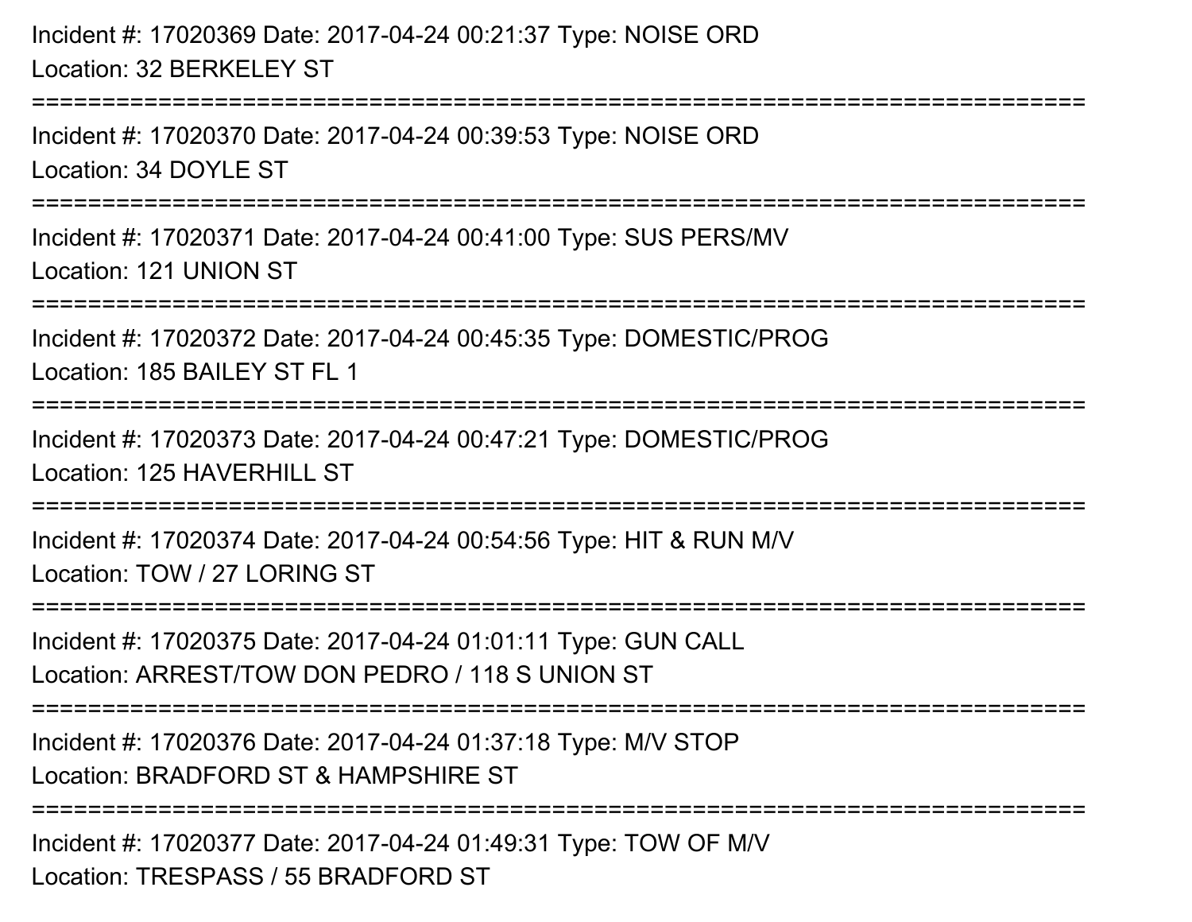Incident #: 17020369 Date: 2017-04-24 00:21:37 Type: NOISE ORD
Location: 32 BERKELEY ST

===========================================================================

Incident #: 17020370 Date: 2017-04-24 00:39:53 Type: NOISE ORD
Location: 34 DOYLE ST

===========================================================================

Incident #: 17020371 Date: 2017-04-24 00:41:00 Type: SUS PERS/MV
Location: 121 UNION ST

===========================================================================

Incident #: 17020372 Date: 2017-04-24 00:45:35 Type: DOMESTIC/PROG
Location: 185 BAILEY ST FL 1

===========================================================================

Incident #: 17020373 Date: 2017-04-24 00:47:21 Type: DOMESTIC/PROG
Location: 125 HAVERHILL ST

===========================================================================

Incident #: 17020374 Date: 2017-04-24 00:54:56 Type: HIT & RUN M/V
Location: TOW / 27 LORING ST

===========================================================================

Incident #: 17020375 Date: 2017-04-24 01:01:11 Type: GUN CALL
Location: ARREST/TOW DON PEDRO / 118 S UNION ST

===========================================================================

Incident #: 17020376 Date: 2017-04-24 01:37:18 Type: M/V STOP
Location: BRADFORD ST & HAMPSHIRE ST

===========================================================================

Incident #: 17020377 Date: 2017-04-24 01:49:31 Type: TOW OF M/V
Location: TRESPASS / 55 BRADFORD ST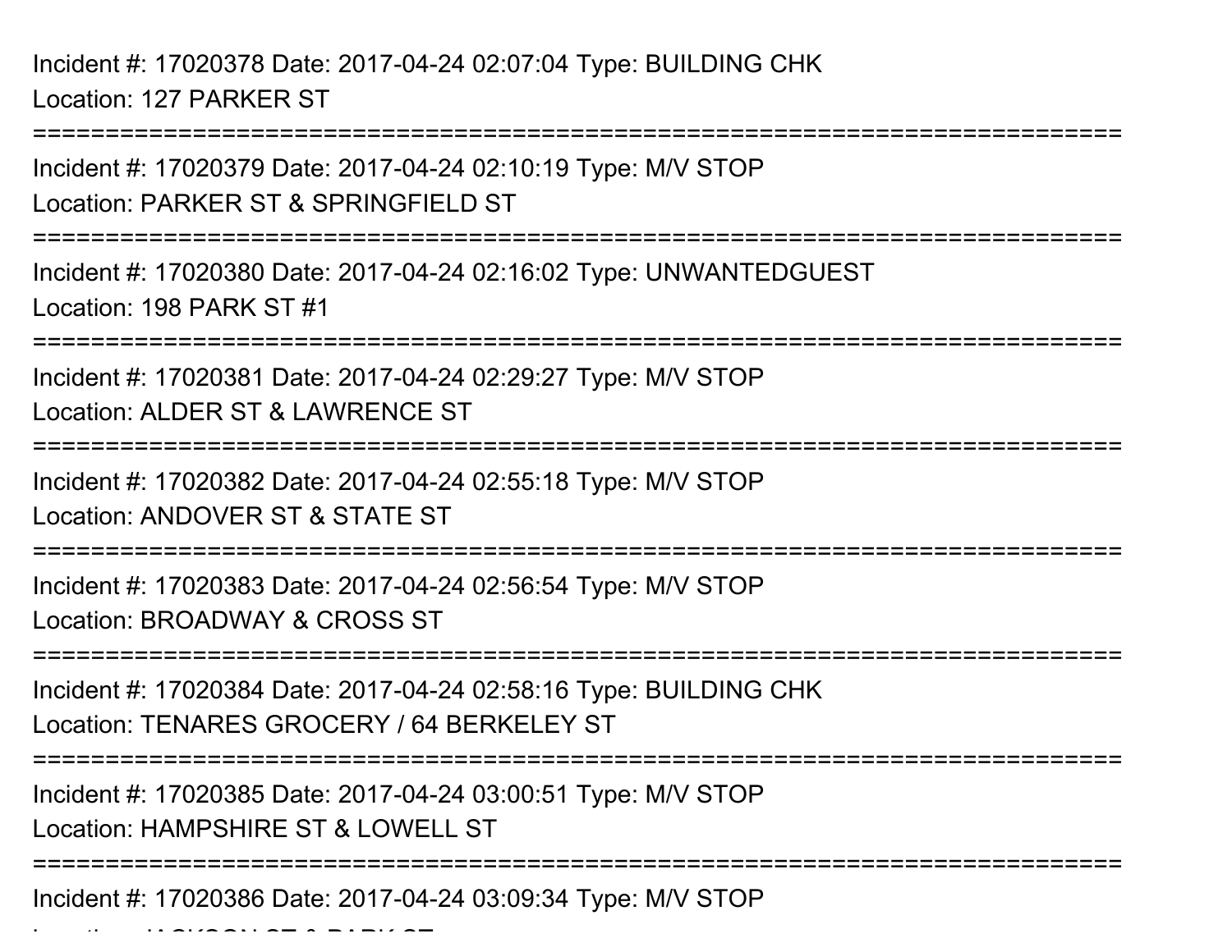Incident #: 17020378 Date: 2017-04-24 02:07:04 Type: BUILDING CHK
Location: 127 PARKER ST

===========================================================================

Incident #: 17020379 Date: 2017-04-24 02:10:19 Type: M/V STOP
Location: PARKER ST & SPRINGFIELD ST

===========================================================================

Incident #: 17020380 Date: 2017-04-24 02:16:02 Type: UNWANTEDGUEST
Location: 198 PARK ST #1

===========================================================================

Incident #: 17020381 Date: 2017-04-24 02:29:27 Type: M/V STOP
Location: ALDER ST & LAWRENCE ST

===========================================================================

Incident #: 17020382 Date: 2017-04-24 02:55:18 Type: M/V STOP
Location: ANDOVER ST & STATE ST

===========================================================================

Incident #: 17020383 Date: 2017-04-24 02:56:54 Type: M/V STOP
Location: BROADWAY & CROSS ST

===========================================================================

Incident #: 17020384 Date: 2017-04-24 02:58:16 Type: BUILDING CHK
Location: TENARES GROCERY / 64 BERKELEY ST

===========================================================================

Incident #: 17020385 Date: 2017-04-24 03:00:51 Type: M/V STOP
Location: HAMPSHIRE ST & LOWELL ST

===========================================================================

Incident #: 17020386 Date: 2017-04-24 03:09:34 Type: M/V STOP
Location: JACKSON ST & PARK ST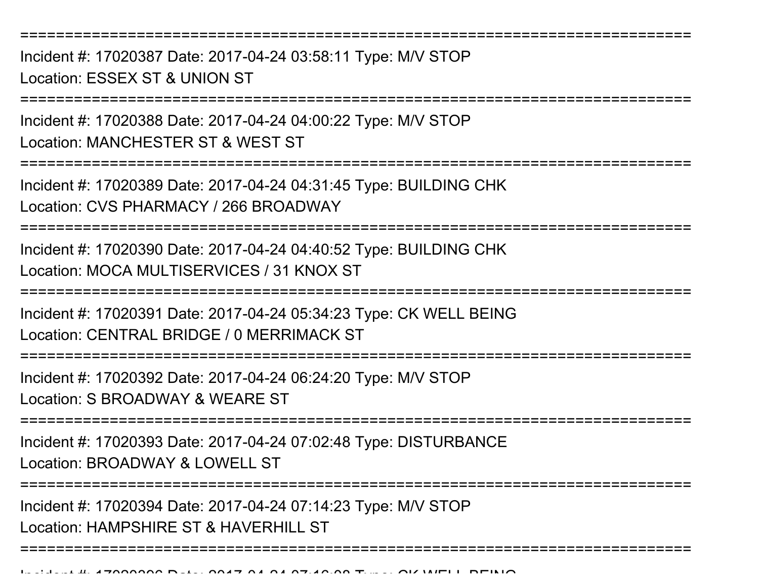===========================================================================

Incident #: 17020387 Date: 2017-04-24 03:58:11 Type: M/V STOP

Location: ESSEX ST & UNION ST

===========================================================================

Incident #: 17020388 Date: 2017-04-24 04:00:22 Type: M/V STOP

Location: MANCHESTER ST & WEST ST

===========================================================================

Incident #: 17020389 Date: 2017-04-24 04:31:45 Type: BUILDING CHK

Location: CVS PHARMACY / 266 BROADWAY

===========================================================================

Incident #: 17020390 Date: 2017-04-24 04:40:52 Type: BUILDING CHK

Location: MOCA MULTISERVICES / 31 KNOX ST

===========================================================================

Incident #: 17020391 Date: 2017-04-24 05:34:23 Type: CK WELL BEING

Location: CENTRAL BRIDGE / 0 MERRIMACK ST

===========================================================================

Incident #: 17020392 Date: 2017-04-24 06:24:20 Type: M/V STOP

Location: S BROADWAY & WEARE ST

===========================================================================

Incident #: 17020393 Date: 2017-04-24 07:02:48 Type: DISTURBANCE

Location: BROADWAY & LOWELL ST

===========================================================================

Incident #: 17020394 Date: 2017-04-24 07:14:23 Type: M/V STOP

Location: HAMPSHIRE ST & HAVERHILL ST

===========================================================================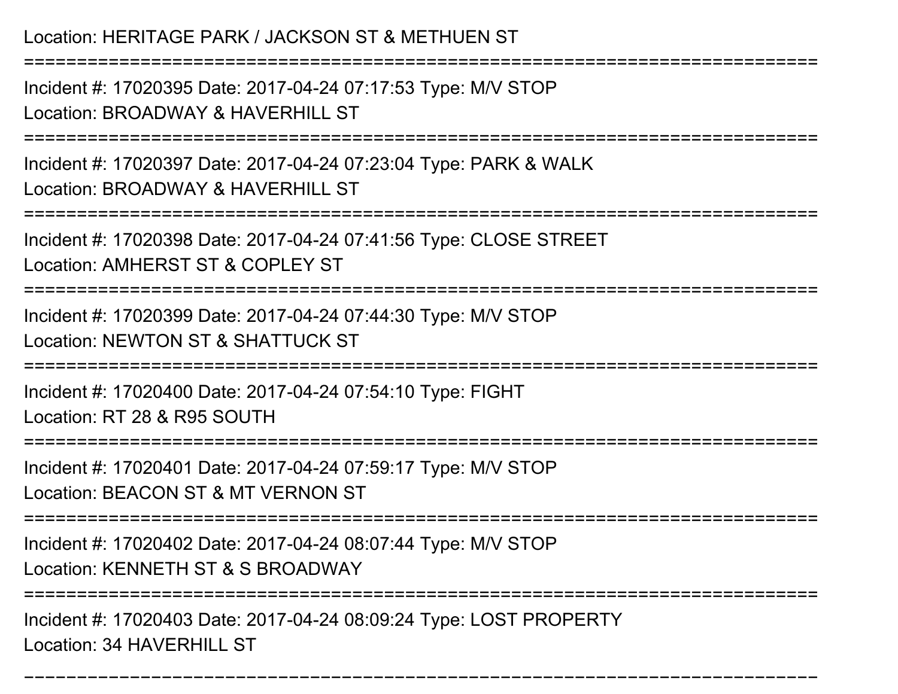Location: HERITAGE PARK / JACKSON ST & METHUEN ST

===========================================================================

Incident #: 17020395 Date: 2017-04-24 07:17:53 Type: M/V STOP
Location: BROADWAY & HAVERHILL ST

===========================================================================

Incident #: 17020397 Date: 2017-04-24 07:23:04 Type: PARK & WALK
Location: BROADWAY & HAVERHILL ST

===========================================================================

Incident #: 17020398 Date: 2017-04-24 07:41:56 Type: CLOSE STREET
Location: AMHERST ST & COPLEY ST

===========================================================================

Incident #: 17020399 Date: 2017-04-24 07:44:30 Type: M/V STOP
Location: NEWTON ST & SHATTUCK ST

===========================================================================

Incident #: 17020400 Date: 2017-04-24 07:54:10 Type: FIGHT
Location: RT 28 & R95 SOUTH

===========================================================================

Incident #: 17020401 Date: 2017-04-24 07:59:17 Type: M/V STOP
Location: BEACON ST & MT VERNON ST

===========================================================================

Incident #: 17020402 Date: 2017-04-24 08:07:44 Type: M/V STOP
Location: KENNETH ST & S BROADWAY

===========================================================================

Incident #: 17020403 Date: 2017-04-24 08:09:24 Type: LOST PROPERTY
Location: 34 HAVERHILL ST

---------------------------------------------------------------------------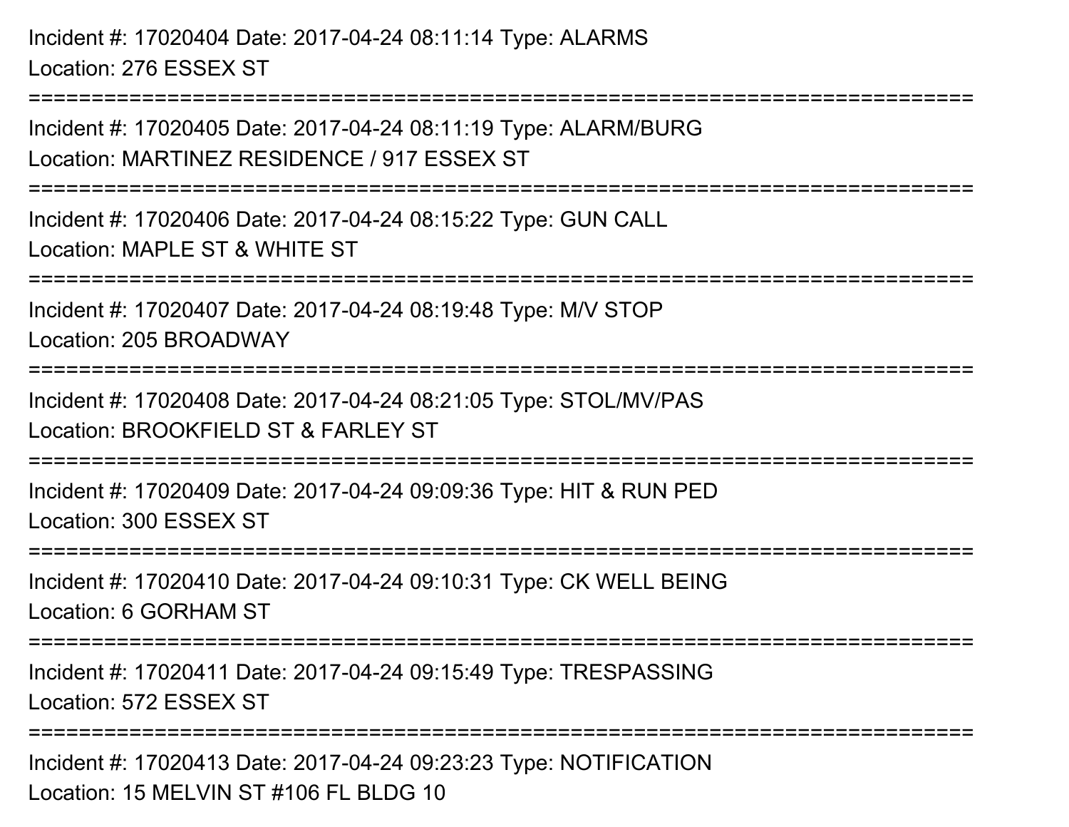Incident #: 17020404 Date: 2017-04-24 08:11:14 Type: ALARMS
Location: 276 ESSEX ST

===========================================================================

Incident #: 17020405 Date: 2017-04-24 08:11:19 Type: ALARM/BURG
Location: MARTINEZ RESIDENCE / 917 ESSEX ST

===========================================================================

Incident #: 17020406 Date: 2017-04-24 08:15:22 Type: GUN CALL
Location: MAPLE ST & WHITE ST

===========================================================================

Incident #: 17020407 Date: 2017-04-24 08:19:48 Type: M/V STOP
Location: 205 BROADWAY

===========================================================================

Incident #: 17020408 Date: 2017-04-24 08:21:05 Type: STOL/MV/PAS
Location: BROOKFIELD ST & FARLEY ST

===========================================================================

Incident #: 17020409 Date: 2017-04-24 09:09:36 Type: HIT & RUN PED
Location: 300 ESSEX ST

===========================================================================

Incident #: 17020410 Date: 2017-04-24 09:10:31 Type: CK WELL BEING
Location: 6 GORHAM ST

===========================================================================

Incident #: 17020411 Date: 2017-04-24 09:15:49 Type: TRESPASSING
Location: 572 ESSEX ST

===========================================================================

Incident #: 17020413 Date: 2017-04-24 09:23:23 Type: NOTIFICATION
Location: 15 MELVIN ST #106 FL BLDG 10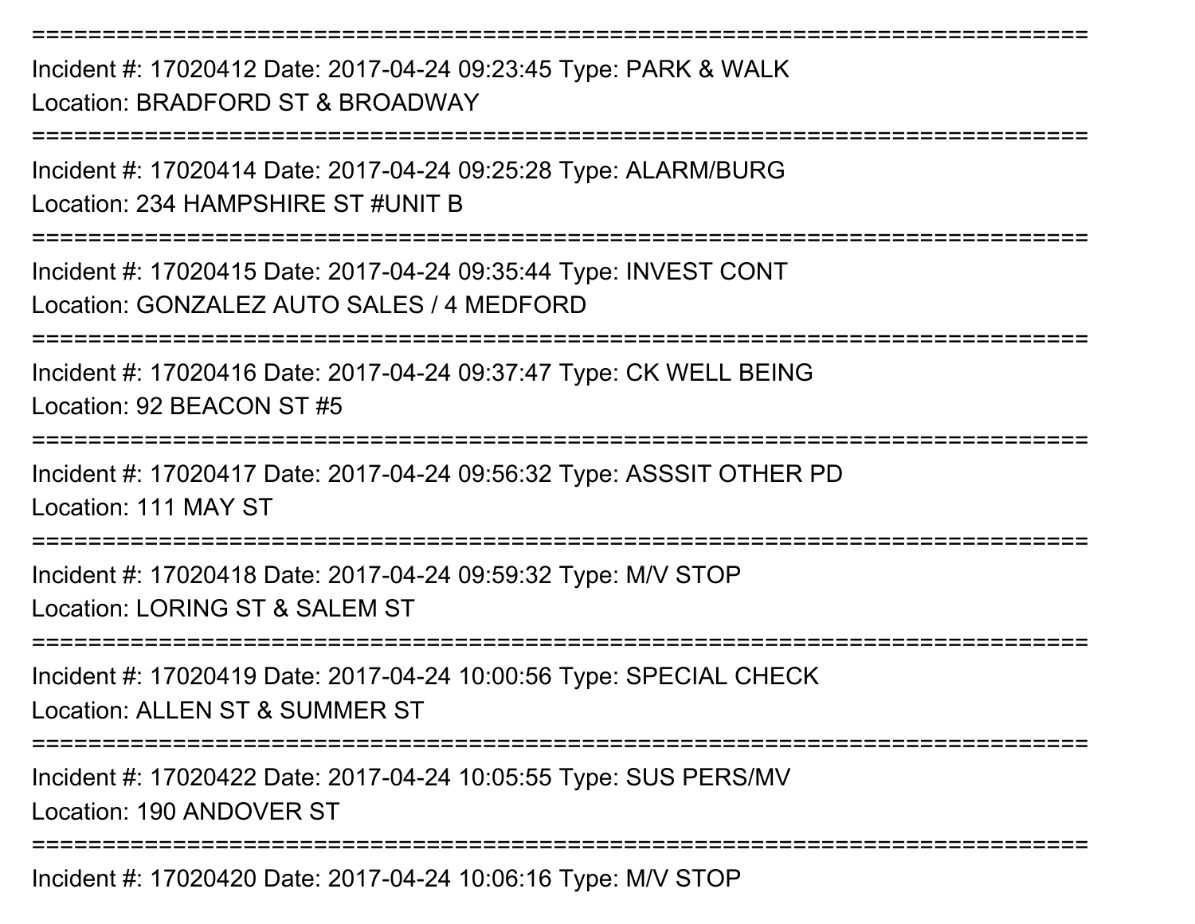================================================================================

Incident #: 17020412 Date: 2017-04-24 09:23:45 Type: PARK & WALK
Location: BRADFORD ST & BROADWAY

================================================================================

Incident #: 17020414 Date: 2017-04-24 09:25:28 Type: ALARM/BURG
Location: 234 HAMPSHIRE ST #UNIT B

================================================================================

Incident #: 17020415 Date: 2017-04-24 09:35:44 Type: INVEST CONT
Location: GONZALEZ AUTO SALES / 4 MEDFORD

================================================================================

Incident #: 17020416 Date: 2017-04-24 09:37:47 Type: CK WELL BEING
Location: 92 BEACON ST #5

================================================================================

Incident #: 17020417 Date: 2017-04-24 09:56:32 Type: ASSSIT OTHER PD
Location: 111 MAY ST

================================================================================

Incident #: 17020418 Date: 2017-04-24 09:59:32 Type: M/V STOP
Location: LORING ST & SALEM ST

================================================================================

Incident #: 17020419 Date: 2017-04-24 10:00:56 Type: SPECIAL CHECK
Location: ALLEN ST & SUMMER ST

================================================================================

Incident #: 17020422 Date: 2017-04-24 10:05:55 Type: SUS PERS/MV
Location: 190 ANDOVER ST

================================================================================

Incident #: 17020420 Date: 2017-04-24 10:06:16 Type: M/V STOP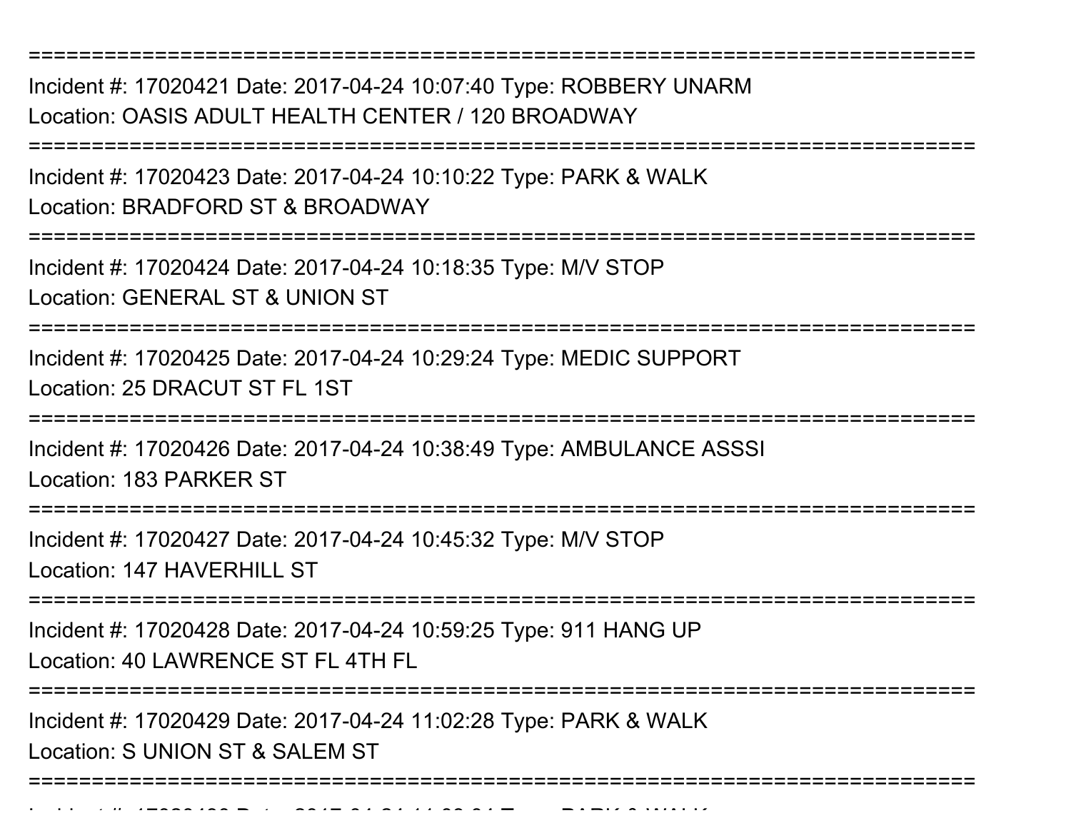============================================================================
Incident #: 17020421 Date: 2017-04-24 10:07:40 Type: ROBBERY UNARM
Location: OASIS ADULT HEALTH CENTER / 120 BROADWAY
============================================================================
Incident #: 17020423 Date: 2017-04-24 10:10:22 Type: PARK & WALK
Location: BRADFORD ST & BROADWAY
============================================================================
Incident #: 17020424 Date: 2017-04-24 10:18:35 Type: M/V STOP
Location: GENERAL ST & UNION ST
============================================================================
Incident #: 17020425 Date: 2017-04-24 10:29:24 Type: MEDIC SUPPORT
Location: 25 DRACUT ST FL 1ST
============================================================================
Incident #: 17020426 Date: 2017-04-24 10:38:49 Type: AMBULANCE ASSSI
Location: 183 PARKER ST
============================================================================
Incident #: 17020427 Date: 2017-04-24 10:45:32 Type: M/V STOP
Location: 147 HAVERHILL ST
============================================================================
Incident #: 17020428 Date: 2017-04-24 10:59:25 Type: 911 HANG UP
Location: 40 LAWRENCE ST FL 4TH FL
============================================================================
Incident #: 17020429 Date: 2017-04-24 11:02:28 Type: PARK & WALK
Location: S UNION ST & SALEM ST
============================================================================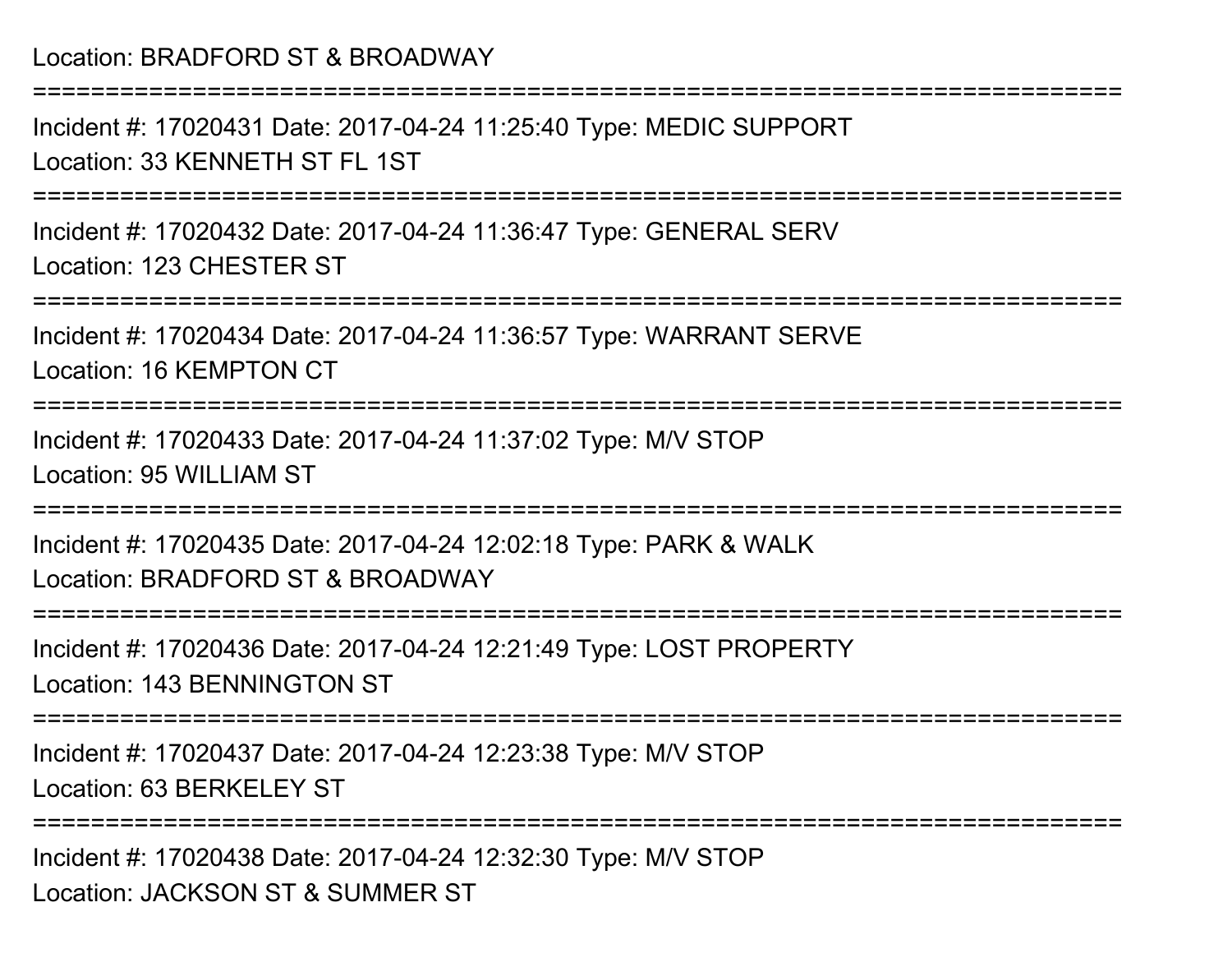Location: BRADFORD ST & BROADWAY

===========================================================================

Incident #: 17020431 Date: 2017-04-24 11:25:40 Type: MEDIC SUPPORT

Location: 33 KENNETH ST FL 1ST

===========================================================================

Incident #: 17020432 Date: 2017-04-24 11:36:47 Type: GENERAL SERV

Location: 123 CHESTER ST

===========================================================================

Incident #: 17020434 Date: 2017-04-24 11:36:57 Type: WARRANT SERVE

Location: 16 KEMPTON CT

===========================================================================

Incident #: 17020433 Date: 2017-04-24 11:37:02 Type: M/V STOP

Location: 95 WILLIAM ST

===========================================================================

Incident #: 17020435 Date: 2017-04-24 12:02:18 Type: PARK & WALK

Location: BRADFORD ST & BROADWAY

===========================================================================

Incident #: 17020436 Date: 2017-04-24 12:21:49 Type: LOST PROPERTY

Location: 143 BENNINGTON ST

===========================================================================

Incident #: 17020437 Date: 2017-04-24 12:23:38 Type: M/V STOP

Location: 63 BERKELEY ST

===========================================================================

Incident #: 17020438 Date: 2017-04-24 12:32:30 Type: M/V STOP

Location: JACKSON ST & SUMMER ST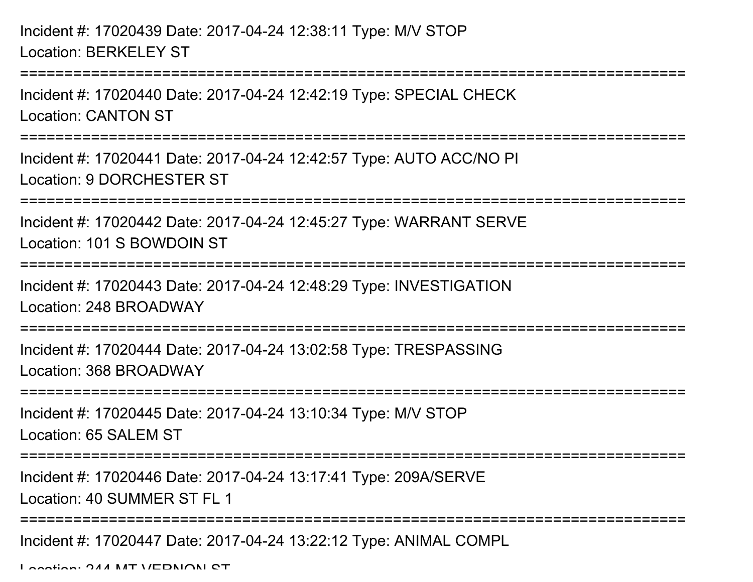Incident #: 17020439 Date: 2017-04-24 12:38:11 Type: M/V STOP
Location: BERKELEY ST

===========================================================================

Incident #: 17020440 Date: 2017-04-24 12:42:19 Type: SPECIAL CHECK
Location: CANTON ST

===========================================================================

Incident #: 17020441 Date: 2017-04-24 12:42:57 Type: AUTO ACC/NO PI
Location: 9 DORCHESTER ST

===========================================================================

Incident #: 17020442 Date: 2017-04-24 12:45:27 Type: WARRANT SERVE
Location: 101 S BOWDOIN ST

===========================================================================

Incident #: 17020443 Date: 2017-04-24 12:48:29 Type: INVESTIGATION
Location: 248 BROADWAY

===========================================================================

Incident #: 17020444 Date: 2017-04-24 13:02:58 Type: TRESPASSING
Location: 368 BROADWAY

===========================================================================

Incident #: 17020445 Date: 2017-04-24 13:10:34 Type: M/V STOP
Location: 65 SALEM ST

===========================================================================

Incident #: 17020446 Date: 2017-04-24 13:17:41 Type: 209A/SERVE
Location: 40 SUMMER ST FL 1

===========================================================================

Incident #: 17020447 Date: 2017-04-24 13:22:12 Type: ANIMAL COMPL
Location: 244 MT VERNON ST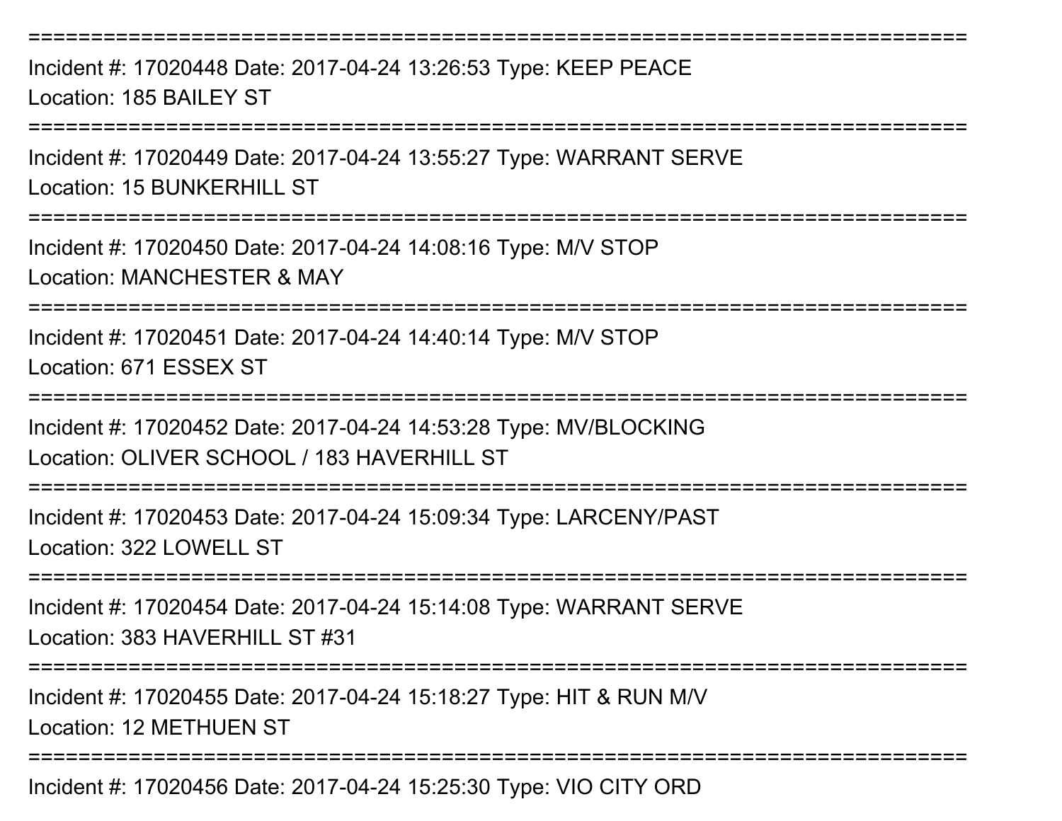===========================================================================

Incident #: 17020448 Date: 2017-04-24 13:26:53 Type: KEEP PEACE

Location: 185 BAILEY ST

===========================================================================

Incident #: 17020449 Date: 2017-04-24 13:55:27 Type: WARRANT SERVE

Location: 15 BUNKERHILL ST

===========================================================================

Incident #: 17020450 Date: 2017-04-24 14:08:16 Type: M/V STOP

Location: MANCHESTER & MAY

===========================================================================

Incident #: 17020451 Date: 2017-04-24 14:40:14 Type: M/V STOP

Location: 671 ESSEX ST

===========================================================================

Incident #: 17020452 Date: 2017-04-24 14:53:28 Type: MV/BLOCKING

Location: OLIVER SCHOOL / 183 HAVERHILL ST

===========================================================================

Incident #: 17020453 Date: 2017-04-24 15:09:34 Type: LARCENY/PAST

Location: 322 LOWELL ST

===========================================================================

Incident #: 17020454 Date: 2017-04-24 15:14:08 Type: WARRANT SERVE

Location: 383 HAVERHILL ST #31

===========================================================================

Incident #: 17020455 Date: 2017-04-24 15:18:27 Type: HIT & RUN M/V

Location: 12 METHUEN ST

===========================================================================

Incident #: 17020456 Date: 2017-04-24 15:25:30 Type: VIO CITY ORD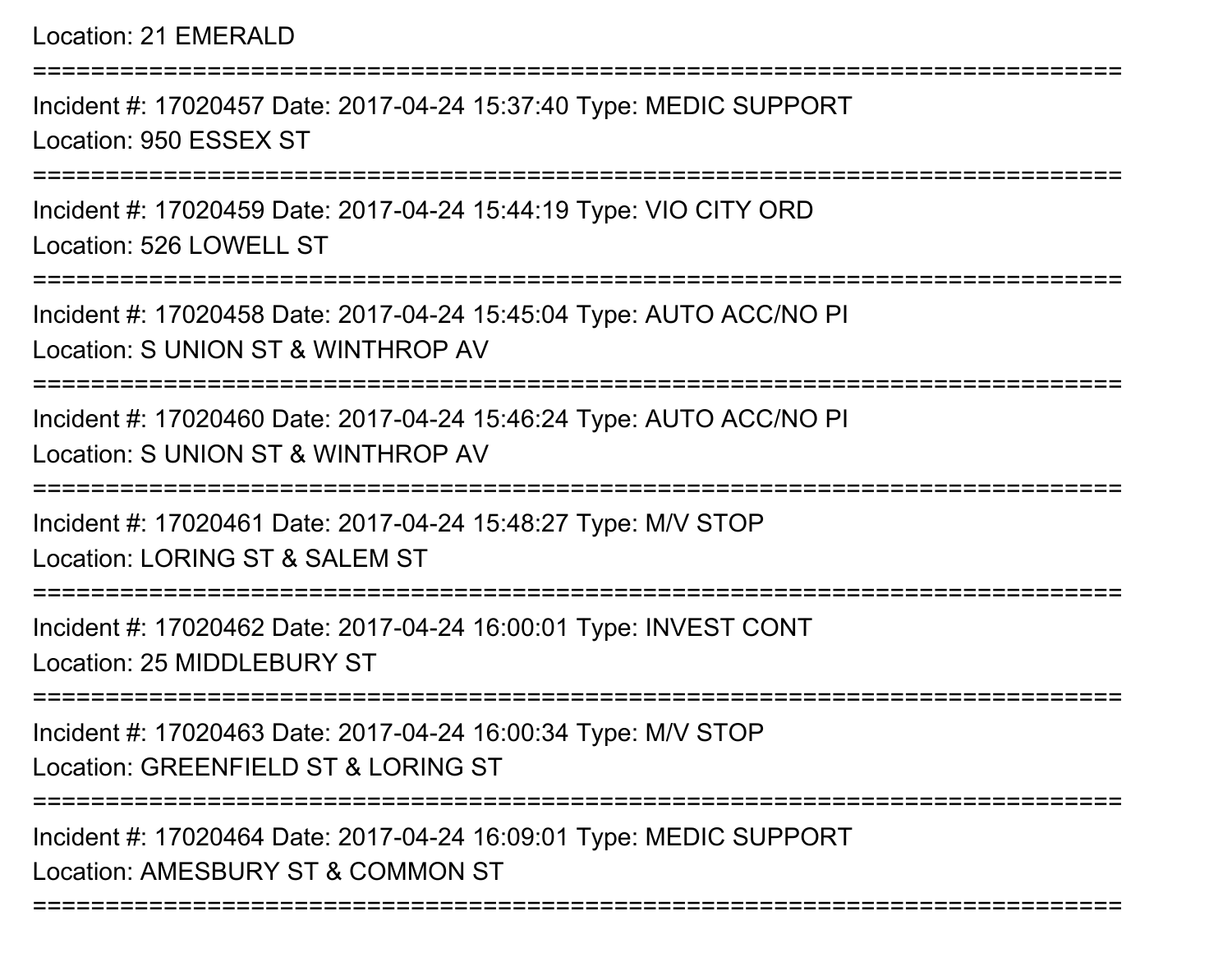Location: 21 EMERALD

===========================================================================

Incident #: 17020457 Date: 2017-04-24 15:37:40 Type: MEDIC SUPPORT
Location: 950 ESSEX ST

===========================================================================

Incident #: 17020459 Date: 2017-04-24 15:44:19 Type: VIO CITY ORD
Location: 526 LOWELL ST

===========================================================================

Incident #: 17020458 Date: 2017-04-24 15:45:04 Type: AUTO ACC/NO PI
Location: S UNION ST & WINTHROP AV

===========================================================================

Incident #: 17020460 Date: 2017-04-24 15:46:24 Type: AUTO ACC/NO PI
Location: S UNION ST & WINTHROP AV

===========================================================================

Incident #: 17020461 Date: 2017-04-24 15:48:27 Type: M/V STOP
Location: LORING ST & SALEM ST

===========================================================================

Incident #: 17020462 Date: 2017-04-24 16:00:01 Type: INVEST CONT
Location: 25 MIDDLEBURY ST

===========================================================================

Incident #: 17020463 Date: 2017-04-24 16:00:34 Type: M/V STOP
Location: GREENFIELD ST & LORING ST

===========================================================================

Incident #: 17020464 Date: 2017-04-24 16:09:01 Type: MEDIC SUPPORT
Location: AMESBURY ST & COMMON ST

===========================================================================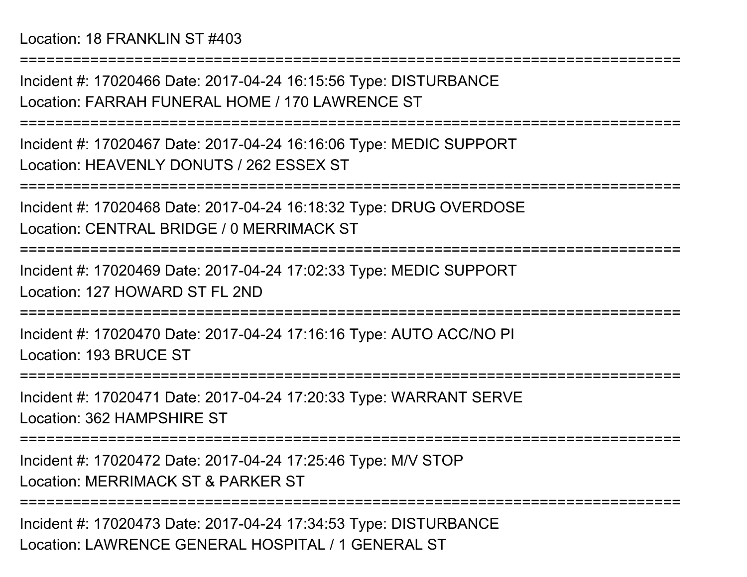Location: 18 FRANKLIN ST #403

===========================================================================

Incident #: 17020466 Date: 2017-04-24 16:15:56 Type: DISTURBANCE

Location: FARRAH FUNERAL HOME / 170 LAWRENCE ST

===========================================================================

Incident #: 17020467 Date: 2017-04-24 16:16:06 Type: MEDIC SUPPORT

Location: HEAVENLY DONUTS / 262 ESSEX ST

===========================================================================

Incident #: 17020468 Date: 2017-04-24 16:18:32 Type: DRUG OVERDOSE

Location: CENTRAL BRIDGE / 0 MERRIMACK ST

===========================================================================

Incident #: 17020469 Date: 2017-04-24 17:02:33 Type: MEDIC SUPPORT

Location: 127 HOWARD ST FL 2ND

===========================================================================

Incident #: 17020470 Date: 2017-04-24 17:16:16 Type: AUTO ACC/NO PI

Location: 193 BRUCE ST

===========================================================================

Incident #: 17020471 Date: 2017-04-24 17:20:33 Type: WARRANT SERVE

Location: 362 HAMPSHIRE ST

===========================================================================

Incident #: 17020472 Date: 2017-04-24 17:25:46 Type: M/V STOP

Location: MERRIMACK ST & PARKER ST

===========================================================================

Incident #: 17020473 Date: 2017-04-24 17:34:53 Type: DISTURBANCE

Location: LAWRENCE GENERAL HOSPITAL / 1 GENERAL ST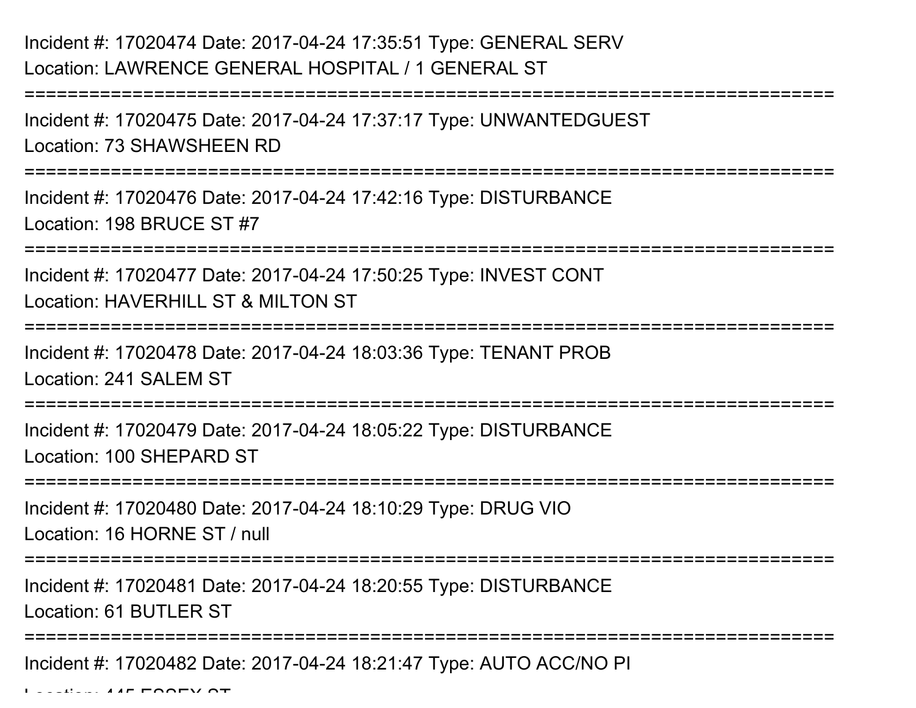Incident #: 17020474 Date: 2017-04-24 17:35:51 Type: GENERAL SERV
Location: LAWRENCE GENERAL HOSPITAL / 1 GENERAL ST

===========================================================================

Incident #: 17020475 Date: 2017-04-24 17:37:17 Type: UNWANTEDGUEST
Location: 73 SHAWSHEEN RD

===========================================================================

Incident #: 17020476 Date: 2017-04-24 17:42:16 Type: DISTURBANCE
Location: 198 BRUCE ST #7

===========================================================================

Incident #: 17020477 Date: 2017-04-24 17:50:25 Type: INVEST CONT
Location: HAVERHILL ST & MILTON ST

===========================================================================

Incident #: 17020478 Date: 2017-04-24 18:03:36 Type: TENANT PROB
Location: 241 SALEM ST

===========================================================================

Incident #: 17020479 Date: 2017-04-24 18:05:22 Type: DISTURBANCE
Location: 100 SHEPARD ST

===========================================================================

Incident #: 17020480 Date: 2017-04-24 18:10:29 Type: DRUG VIO
Location: 16 HORNE ST / null

===========================================================================

Incident #: 17020481 Date: 2017-04-24 18:20:55 Type: DISTURBANCE
Location: 61 BUTLER ST

===========================================================================

Incident #: 17020482 Date: 2017-04-24 18:21:47 Type: AUTO ACC/NO PI
Location: 445 ESSEX ST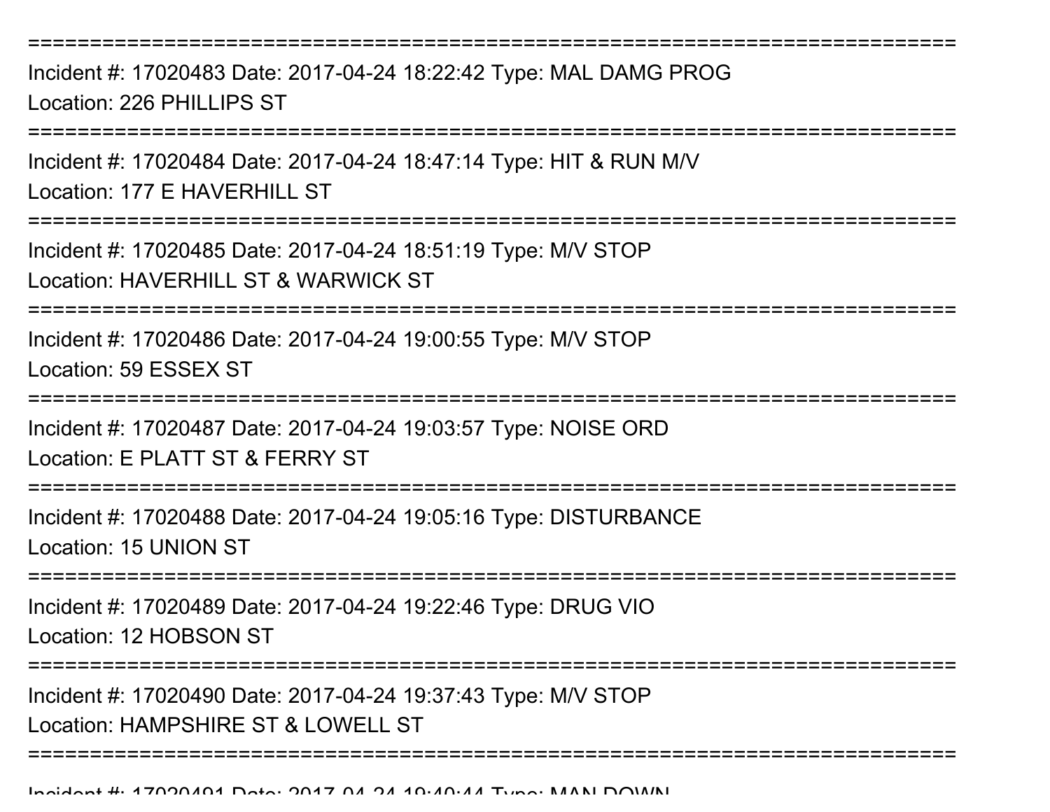===========================================================================

Incident #: 17020483 Date: 2017-04-24 18:22:42 Type: MAL DAMG PROG
Location: 226 PHILLIPS ST

===========================================================================

Incident #: 17020484 Date: 2017-04-24 18:47:14 Type: HIT & RUN M/V
Location: 177 E HAVERHILL ST

===========================================================================

Incident #: 17020485 Date: 2017-04-24 18:51:19 Type: M/V STOP
Location: HAVERHILL ST & WARWICK ST

===========================================================================

Incident #: 17020486 Date: 2017-04-24 19:00:55 Type: M/V STOP
Location: 59 ESSEX ST

===========================================================================

Incident #: 17020487 Date: 2017-04-24 19:03:57 Type: NOISE ORD
Location: E PLATT ST & FERRY ST

===========================================================================

Incident #: 17020488 Date: 2017-04-24 19:05:16 Type: DISTURBANCE
Location: 15 UNION ST

===========================================================================

Incident #: 17020489 Date: 2017-04-24 19:22:46 Type: DRUG VIO
Location: 12 HOBSON ST

===========================================================================

Incident #: 17020490 Date: 2017-04-24 19:37:43 Type: M/V STOP
Location: HAMPSHIRE ST & LOWELL ST

===========================================================================

Incident #: 17020491 Date: 2017-04-24 19:40:44 Type: MAN DOWN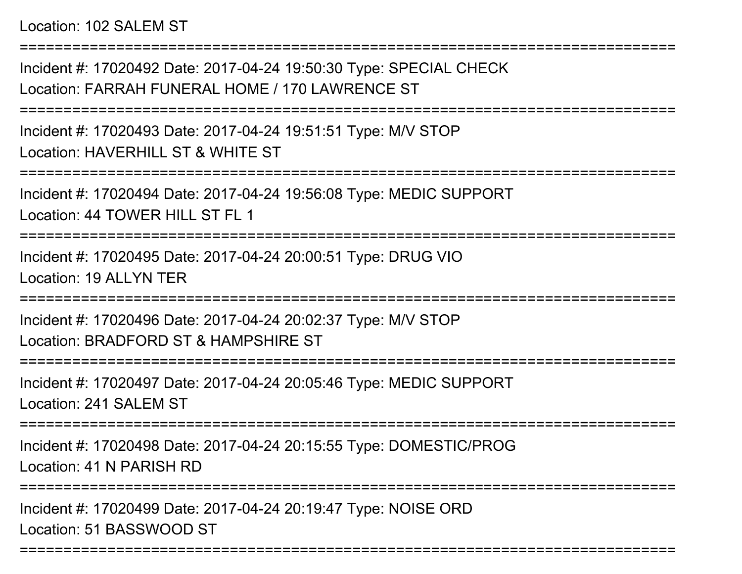Location: 102 SALEM ST

===========================================================================

Incident #: 17020492 Date: 2017-04-24 19:50:30 Type: SPECIAL CHECK
Location: FARRAH FUNERAL HOME / 170 LAWRENCE ST

===========================================================================

Incident #: 17020493 Date: 2017-04-24 19:51:51 Type: M/V STOP
Location: HAVERHILL ST & WHITE ST

===========================================================================

Incident #: 17020494 Date: 2017-04-24 19:56:08 Type: MEDIC SUPPORT
Location: 44 TOWER HILL ST FL 1

===========================================================================

Incident #: 17020495 Date: 2017-04-24 20:00:51 Type: DRUG VIO
Location: 19 ALLYN TER

===========================================================================

Incident #: 17020496 Date: 2017-04-24 20:02:37 Type: M/V STOP
Location: BRADFORD ST & HAMPSHIRE ST

===========================================================================

Incident #: 17020497 Date: 2017-04-24 20:05:46 Type: MEDIC SUPPORT
Location: 241 SALEM ST

===========================================================================

Incident #: 17020498 Date: 2017-04-24 20:15:55 Type: DOMESTIC/PROG
Location: 41 N PARISH RD

===========================================================================

Incident #: 17020499 Date: 2017-04-24 20:19:47 Type: NOISE ORD
Location: 51 BASSWOOD ST

===========================================================================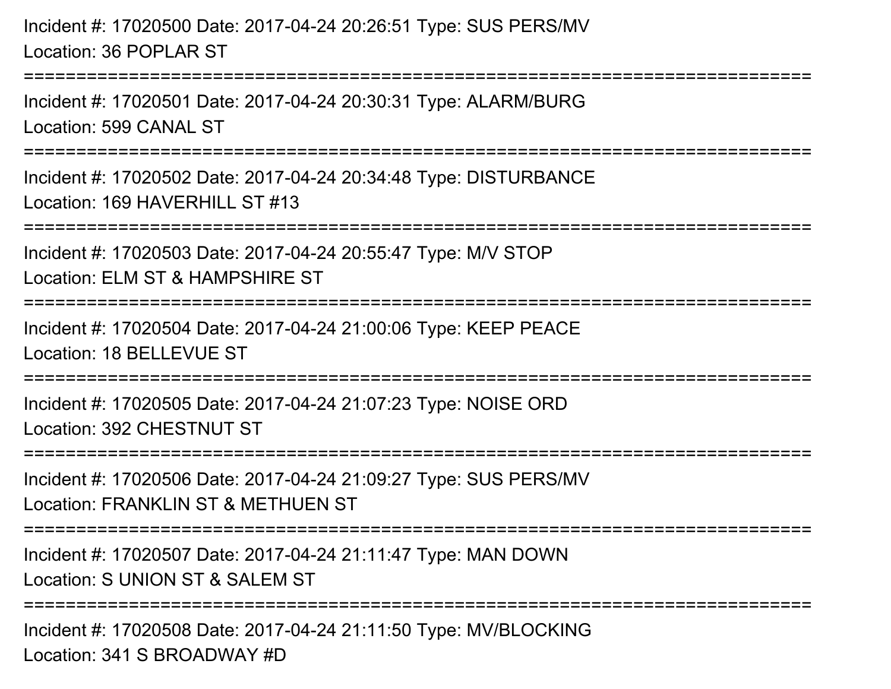Incident #: 17020500 Date: 2017-04-24 20:26:51 Type: SUS PERS/MV
Location: 36 POPLAR ST

===========================================================================

Incident #: 17020501 Date: 2017-04-24 20:30:31 Type: ALARM/BURG
Location: 599 CANAL ST

===========================================================================

Incident #: 17020502 Date: 2017-04-24 20:34:48 Type: DISTURBANCE
Location: 169 HAVERHILL ST #13

===========================================================================

Incident #: 17020503 Date: 2017-04-24 20:55:47 Type: M/V STOP
Location: ELM ST & HAMPSHIRE ST

===========================================================================

Incident #: 17020504 Date: 2017-04-24 21:00:06 Type: KEEP PEACE
Location: 18 BELLEVUE ST

===========================================================================

Incident #: 17020505 Date: 2017-04-24 21:07:23 Type: NOISE ORD
Location: 392 CHESTNUT ST

===========================================================================

Incident #: 17020506 Date: 2017-04-24 21:09:27 Type: SUS PERS/MV
Location: FRANKLIN ST & METHUEN ST

===========================================================================

Incident #: 17020507 Date: 2017-04-24 21:11:47 Type: MAN DOWN
Location: S UNION ST & SALEM ST

===========================================================================

Incident #: 17020508 Date: 2017-04-24 21:11:50 Type: MV/BLOCKING
Location: 341 S BROADWAY #D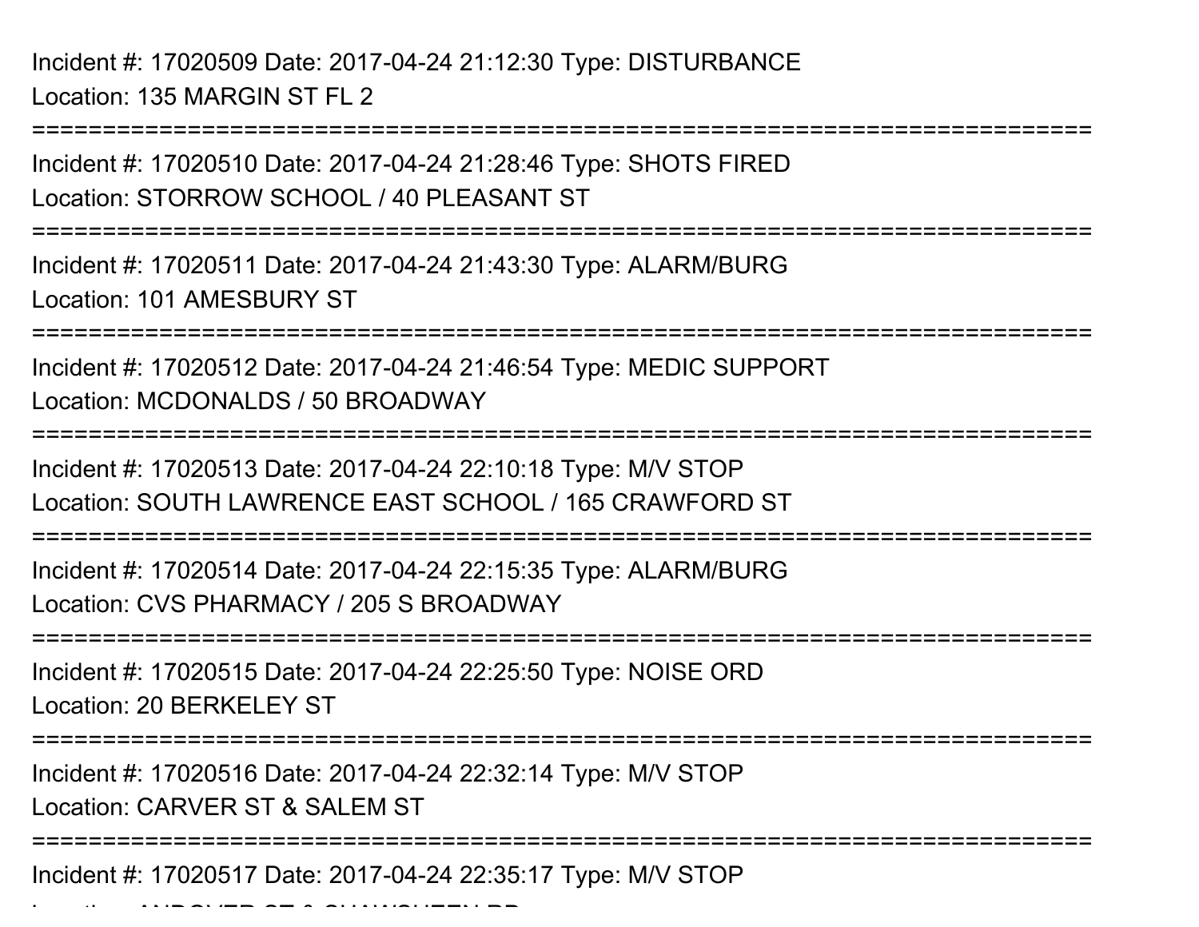Incident #: 17020509 Date: 2017-04-24 21:12:30 Type: DISTURBANCE
Location: 135 MARGIN ST FL 2

===========================================================================

Incident #: 17020510 Date: 2017-04-24 21:28:46 Type: SHOTS FIRED
Location: STORROW SCHOOL / 40 PLEASANT ST

===========================================================================

Incident #: 17020511 Date: 2017-04-24 21:43:30 Type: ALARM/BURG
Location: 101 AMESBURY ST

===========================================================================

Incident #: 17020512 Date: 2017-04-24 21:46:54 Type: MEDIC SUPPORT
Location: MCDONALDS / 50 BROADWAY

===========================================================================

Incident #: 17020513 Date: 2017-04-24 22:10:18 Type: M/V STOP
Location: SOUTH LAWRENCE EAST SCHOOL / 165 CRAWFORD ST

===========================================================================

Incident #: 17020514 Date: 2017-04-24 22:15:35 Type: ALARM/BURG
Location: CVS PHARMACY / 205 S BROADWAY

===========================================================================

Incident #: 17020515 Date: 2017-04-24 22:25:50 Type: NOISE ORD
Location: 20 BERKELEY ST

===========================================================================

Incident #: 17020516 Date: 2017-04-24 22:32:14 Type: M/V STOP
Location: CARVER ST & SALEM ST

===========================================================================

Incident #: 17020517 Date: 2017-04-24 22:35:17 Type: M/V STOP
Location: ANDOVER ST & SHAWSHEEN RD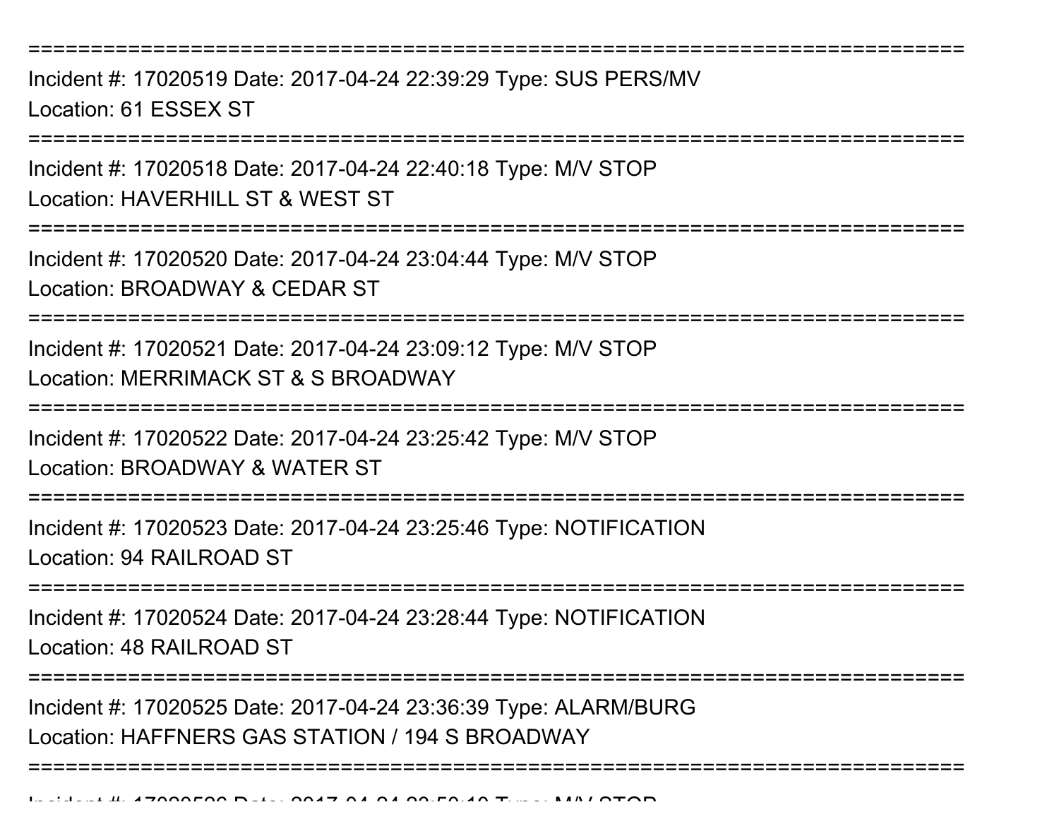===========================================================================
Incident #: 17020519 Date: 2017-04-24 22:39:29 Type: SUS PERS/MV
Location: 61 ESSEX ST
===========================================================================
Incident #: 17020518 Date: 2017-04-24 22:40:18 Type: M/V STOP
Location: HAVERHILL ST & WEST ST
===========================================================================
Incident #: 17020520 Date: 2017-04-24 23:04:44 Type: M/V STOP
Location: BROADWAY & CEDAR ST
===========================================================================
Incident #: 17020521 Date: 2017-04-24 23:09:12 Type: M/V STOP
Location: MERRIMACK ST & S BROADWAY
===========================================================================
Incident #: 17020522 Date: 2017-04-24 23:25:42 Type: M/V STOP
Location: BROADWAY & WATER ST
===========================================================================
Incident #: 17020523 Date: 2017-04-24 23:25:46 Type: NOTIFICATION
Location: 94 RAILROAD ST
===========================================================================
Incident #: 17020524 Date: 2017-04-24 23:28:44 Type: NOTIFICATION
Location: 48 RAILROAD ST
===========================================================================
Incident #: 17020525 Date: 2017-04-24 23:36:39 Type: ALARM/BURG
Location: HAFFNERS GAS STATION / 194 S BROADWAY
===========================================================================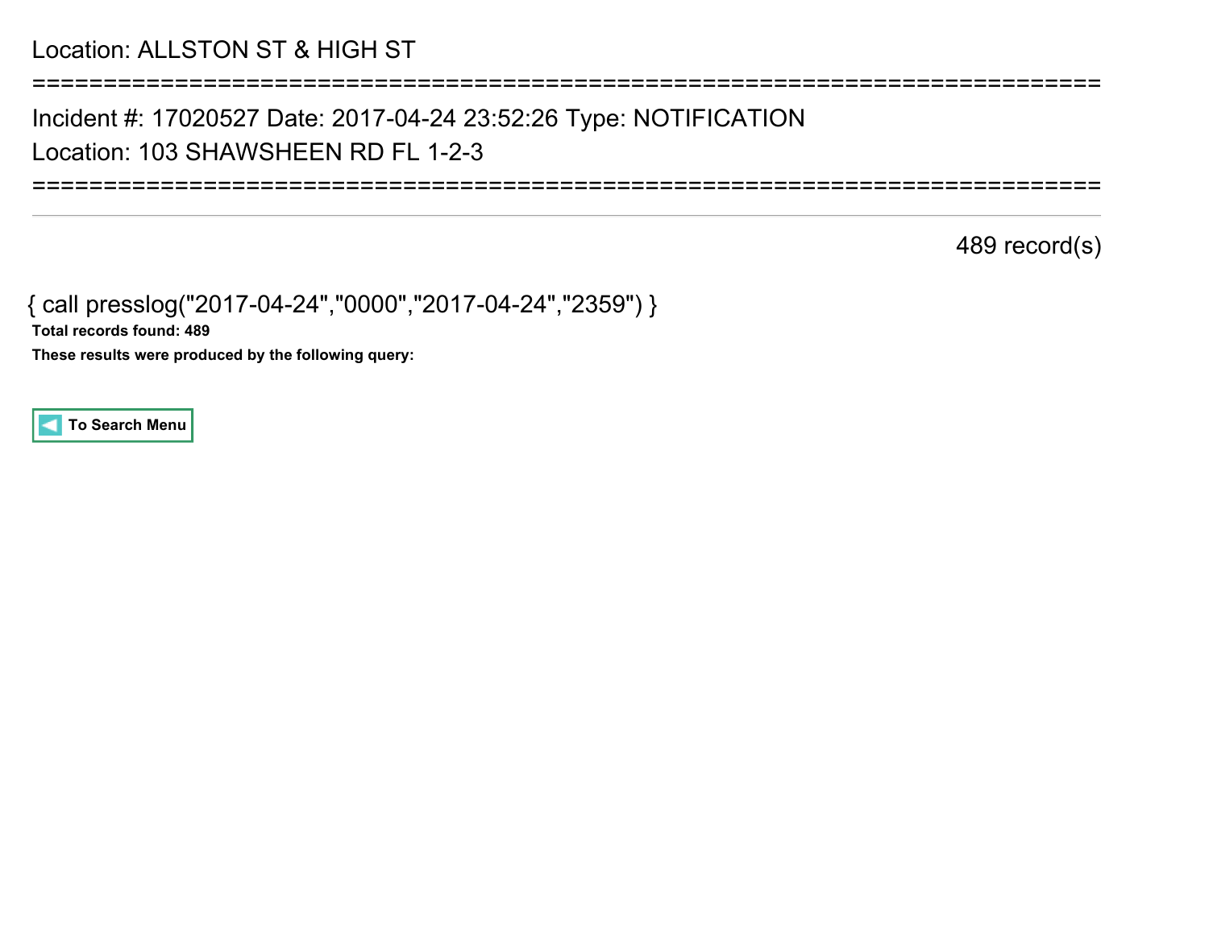Location: ALLSTON ST & HIGH ST

================================================================================

Incident #: 17020527 Date: 2017-04-24 23:52:26 Type: NOTIFICATION

Location: 103 SHAWSHEEN RD FL 1-2-3

================================================================================

---

489 record(s)

{ call presslog("2017-04-24","0000","2017-04-24","2359") }

**Total records found: 489**

**These results were produced by the following query:**

**To Search Menu**